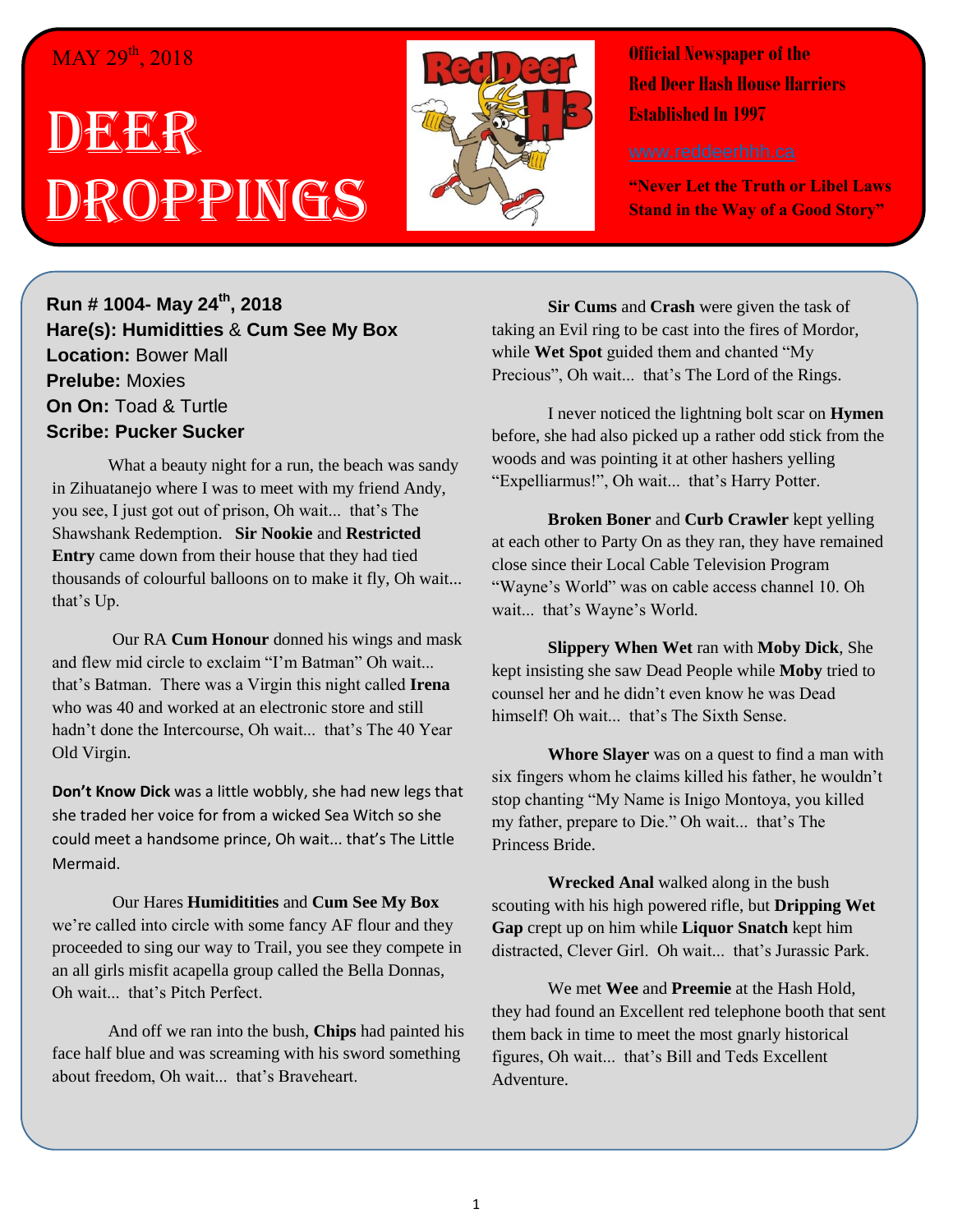MAY 29th, 2018

# DEER DROPPINGS

**Official Newspaper of the Red Deer Hash House Harriers Established In 1997**

www.reddeerhhh.ca

**"Never Let the Truth or Libel Laws Stand in the Way of a Good Story"**

**Run # 1004- May 24th, 2018**
**Hare(s): Humidities & Cum See My Box**
**Location:** Bower Mall
**Prelube:** Moxies
**On On:** Toad & Turtle
**Scribe: Pucker Sucker**

What a beauty night for a run, the beach was sandy in Zihuatanejo where I was to meet with my friend Andy, you see, I just got out of prison, Oh wait... that's The Shawshank Redemption. **Sir Nookie** and **Restricted Entry** came down from their house that they had tied thousands of colourful balloons on to make it fly, Oh wait... that's Up.

Our RA **Cum Honour** donned his wings and mask and flew mid circle to exclaim "I'm Batman" Oh wait... that's Batman. There was a Virgin this night called **Irena** who was 40 and worked at an electronic store and still hadn't done the Intercourse, Oh wait... that's The 40 Year Old Virgin.

**Don't Know Dick** was a little wobbly, she had new legs that she traded her voice for from a wicked Sea Witch so she could meet a handsome prince, Oh wait... that's The Little Mermaid.

Our Hares **Humiditities** and **Cum See My Box** we're called into circle with some fancy AF flour and they proceeded to sing our way to Trail, you see they compete in an all girls misfit acapella group called the Bella Donnas, Oh wait... that's Pitch Perfect.

And off we ran into the bush, **Chips** had painted his face half blue and was screaming with his sword something about freedom, Oh wait... that's Braveheart.

**Sir Cums** and **Crash** were given the task of taking an Evil ring to be cast into the fires of Mordor, while **Wet Spot** guided them and chanted "My Precious", Oh wait... that's The Lord of the Rings.

I never noticed the lightning bolt scar on **Hymen** before, she had also picked up a rather odd stick from the woods and was pointing it at other hashers yelling "Expelliarmus!", Oh wait... that's Harry Potter.

**Broken Boner** and **Curb Crawler** kept yelling at each other to Party On as they ran, they have remained close since their Local Cable Television Program "Wayne's World" was on cable access channel 10. Oh wait... that's Wayne's World.

**Slippery When Wet** ran with **Moby Dick**, She kept insisting she saw Dead People while **Moby** tried to counsel her and he didn't even know he was Dead himself! Oh wait... that's The Sixth Sense.

**Whore Slayer** was on a quest to find a man with six fingers whom he claims killed his father, he wouldn't stop chanting "My Name is Inigo Montoya, you killed my father, prepare to Die." Oh wait... that's The Princess Bride.

**Wrecked Anal** walked along in the bush scouting with his high powered rifle, but **Dripping Wet Gap** crept up on him while **Liquor Snatch** kept him distracted, Clever Girl. Oh wait... that's Jurassic Park.

We met **Wee** and **Preemie** at the Hash Hold, they had found an Excellent red telephone booth that sent them back in time to meet the most gnarly historical figures, Oh wait... that's Bill and Teds Excellent Adventure.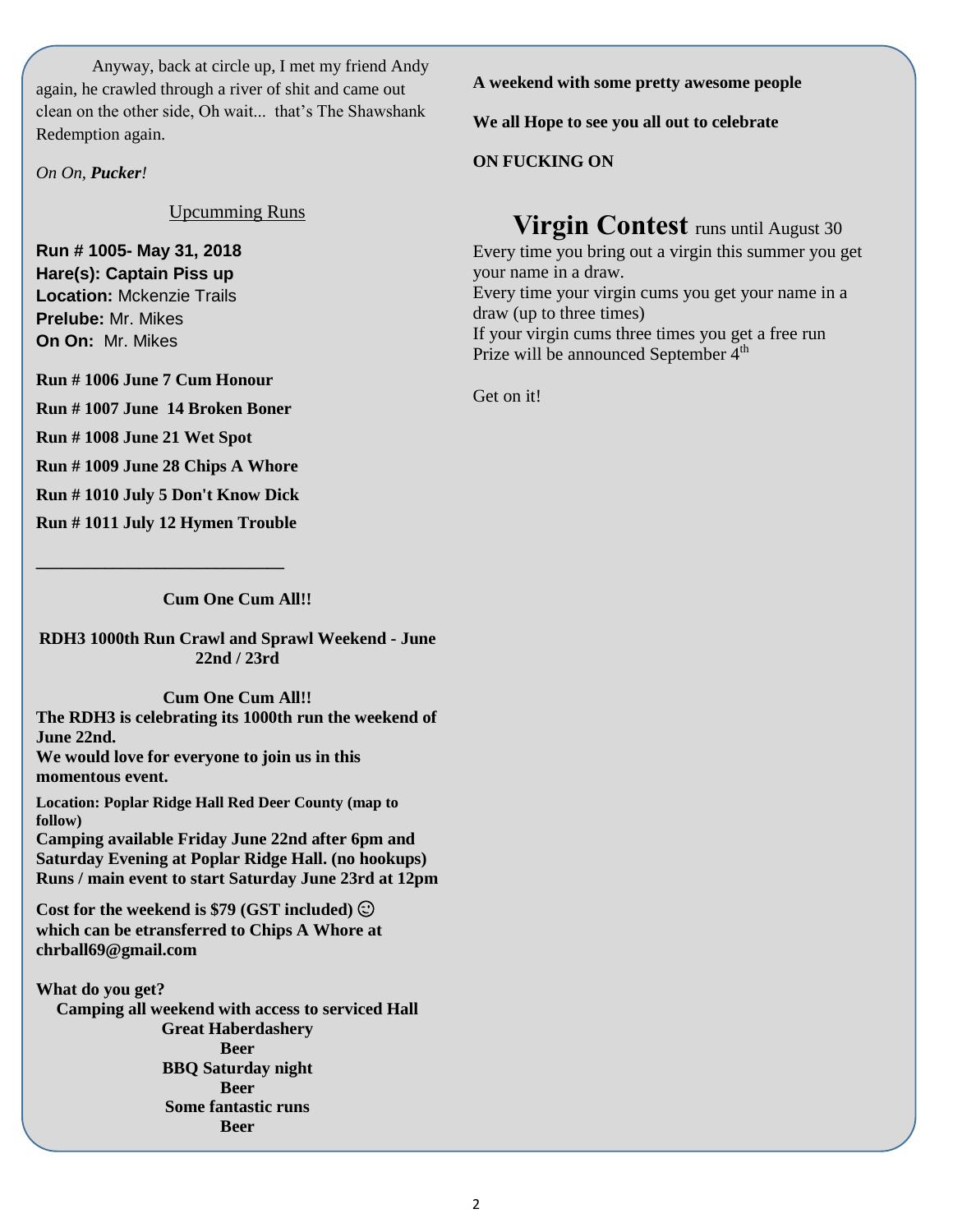Anyway, back at circle up, I met my friend Andy again, he crawled through a river of shit and came out clean on the other side, Oh wait... that's The Shawshank Redemption again.

*On On, **Pucker**!*

## Upcumming Runs

**Run # 1005- May 31, 2018**
**Hare(s): Captain Piss up**
**Location:** Mckenzie Trails
**Prelube:** Mr. Mikes
**On On:** Mr. Mikes

**Run # 1006 June 7 Cum Honour**

**Run # 1007 June 14 Broken Boner**

**Run # 1008 June 21 Wet Spot**

**Run # 1009 June 28 Chips A Whore**

**Run # 1010 July 5 Don't Know Dick**

**Run # 1011 July 12 Hymen Trouble**

---

**Cum One Cum All!!**

**RDH3 1000th Run Crawl and Sprawl Weekend - June 22nd / 23rd**

**Cum One Cum All!!**
**The RDH3 is celebrating its 1000th run the weekend of June 22nd.**
**We would love for everyone to join us in this momentous event.**

**Location: Poplar Ridge Hall Red Deer County (map to follow)**
**Camping available Friday June 22nd after 6pm and Saturday Evening at Poplar Ridge Hall. (no hookups)**
**Runs / main event to start Saturday June 23rd at 12pm**

**Cost for the weekend is $79 (GST included) ☺ which can be etransferred to Chips A Whore at chrball69@gmail.com**

**What do you get?**
**Camping all weekend with access to serviced Hall**
**Great Haberdashery**
**Beer**
**BBQ Saturday night**
**Beer**
**Some fantastic runs**
**Beer**
**A weekend with some pretty awesome people**

**We all Hope to see you all out to celebrate**

**ON FUCKING ON**

## Virgin Contest runs until August 30

Every time you bring out a virgin this summer you get your name in a draw.
Every time your virgin cums you get your name in a draw (up to three times)
If your virgin cums three times you get a free run
Prize will be announced September 4th

Get on it!